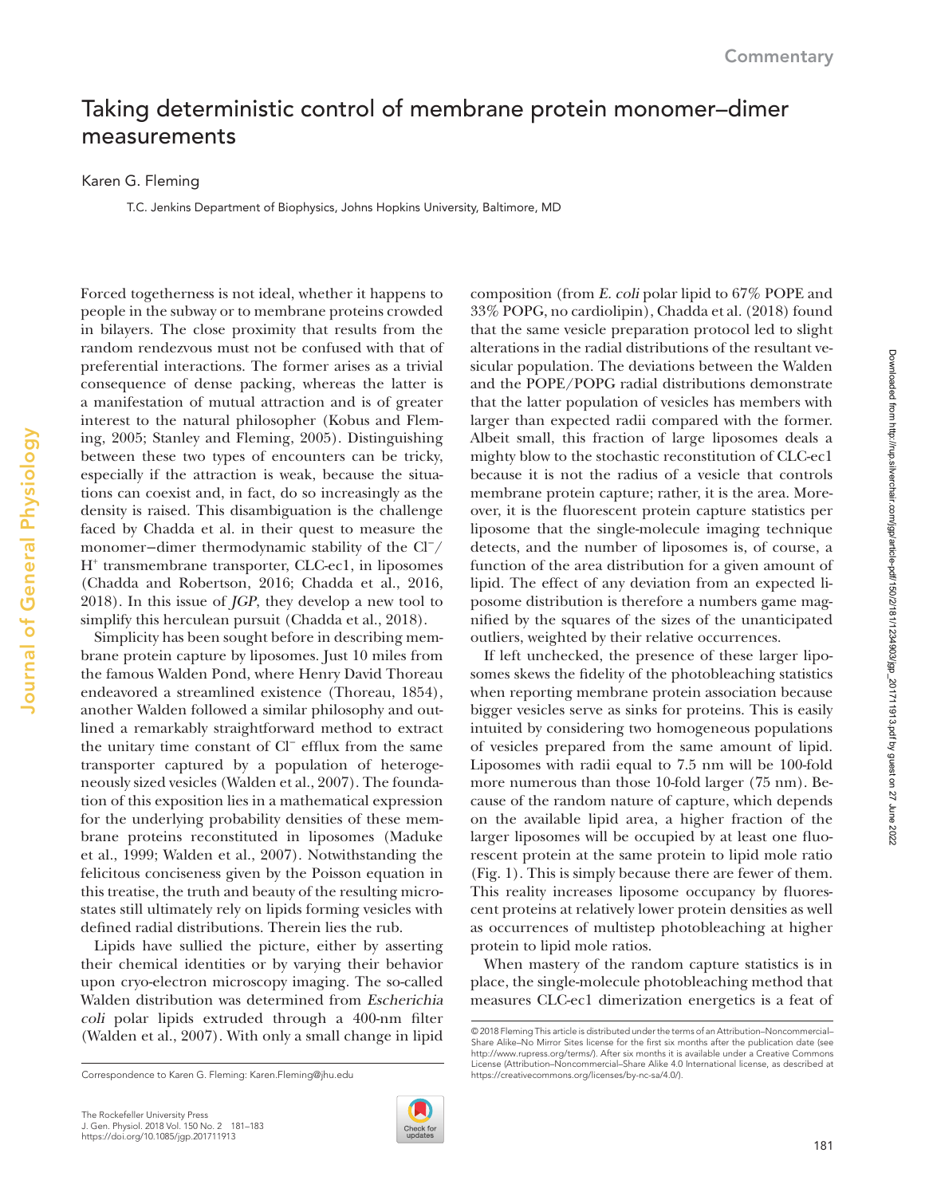Commentary

# Taking deterministic control of membrane protein monomer–dimer measurements

Karen G. Fleming

T.C. Jenkins Department of Biophysics, Johns Hopkins University, Baltimore, MD

Forced togetherness is not ideal, whether it happens to people in the subway or to membrane proteins crowded in bilayers. The close proximity that results from the random rendezvous must not be confused with that of preferential interactions. The former arises as a trivial consequence of dense packing, whereas the latter is a manifestation of mutual attraction and is of greater interest to the natural philosopher (Kobus and Fleming, 2005; Stanley and Fleming, 2005). Distinguishing between these two types of encounters can be tricky, especially if the attraction is weak, because the situations can coexist and, in fact, do so increasingly as the density is raised. This disambiguation is the challenge faced by Chadda et al. in their quest to measure the monomer–dimer thermodynamic stability of the $Cl^-$/$H^+$ transmembrane transporter, CLC-ec1, in liposomes (Chadda and Robertson, 2016; Chadda et al., 2016, 2018). In this issue of *JGP*, they develop a new tool to simplify this herculean pursuit (Chadda et al., 2018).

Simplicity has been sought before in describing membrane protein capture by liposomes. Just 10 miles from the famous Walden Pond, where Henry David Thoreau endeavored a streamlined existence (Thoreau, 1854), another Walden followed a similar philosophy and outlined a remarkably straightforward method to extract the unitary time constant of $Cl^-$ efflux from the same transporter captured by a population of heterogeneously sized vesicles (Walden et al., 2007). The foundation of this exposition lies in a mathematical expression for the underlying probability densities of these membrane proteins reconstituted in liposomes (Maduke et al., 1999; Walden et al., 2007). Notwithstanding the felicitous conciseness given by the Poisson equation in this treatise, the truth and beauty of the resulting microstates still ultimately rely on lipids forming vesicles with defined radial distributions. Therein lies the rub.

Lipids have sullied the picture, either by asserting their chemical identities or by varying their behavior upon cryo-electron microscopy imaging. The so-called Walden distribution was determined from *Escherichia coli* polar lipids extruded through a 400-nm filter (Walden et al., 2007). With only a small change in lipid composition (from *E. coli* polar lipid to 67% POPE and 33% POPG, no cardiolipin), Chadda et al. (2018) found that the same vesicle preparation protocol led to slight alterations in the radial distributions of the resultant vesicular population. The deviations between the Walden and the POPE/POPG radial distributions demonstrate that the latter population of vesicles has members with larger than expected radii compared with the former. Albeit small, this fraction of large liposomes deals a mighty blow to the stochastic reconstitution of CLC-ec1 because it is not the radius of a vesicle that controls membrane protein capture; rather, it is the area. Moreover, it is the fluorescent protein capture statistics per liposome that the single-molecule imaging technique detects, and the number of liposomes is, of course, a function of the area distribution for a given amount of lipid. The effect of any deviation from an expected liposome distribution is therefore a numbers game magnified by the squares of the sizes of the unanticipated outliers, weighted by their relative occurrences.

If left unchecked, the presence of these larger liposomes skews the fidelity of the photobleaching statistics when reporting membrane protein association because bigger vesicles serve as sinks for proteins. This is easily intuited by considering two homogeneous populations of vesicles prepared from the same amount of lipid. Liposomes with radii equal to 7.5 nm will be 100-fold more numerous than those 10-fold larger (75 nm). Because of the random nature of capture, which depends on the available lipid area, a higher fraction of the larger liposomes will be occupied by at least one fluorescent protein at the same protein to lipid mole ratio (Fig. 1). This is simply because there are fewer of them. This reality increases liposome occupancy by fluorescent proteins at relatively lower protein densities as well as occurrences of multistep photobleaching at higher protein to lipid mole ratios.

When mastery of the random capture statistics is in place, the single-molecule photobleaching method that measures CLC-ec1 dimerization energetics is a feat of

Correspondence to Karen G. Fleming: Karen.Fleming@jhu.edu

© 2018 Fleming This article is distributed under the terms of an Attribution–Noncommercial–Share Alike–No Mirror Sites license for the first six months after the publication date (see http://www.rupress.org/terms/). After six months it is available under a Creative Commons License (Attribution–Noncommercial–Share Alike 4.0 International license, as described at https://creativecommons.org/licenses/by-nc-sa/4.0/).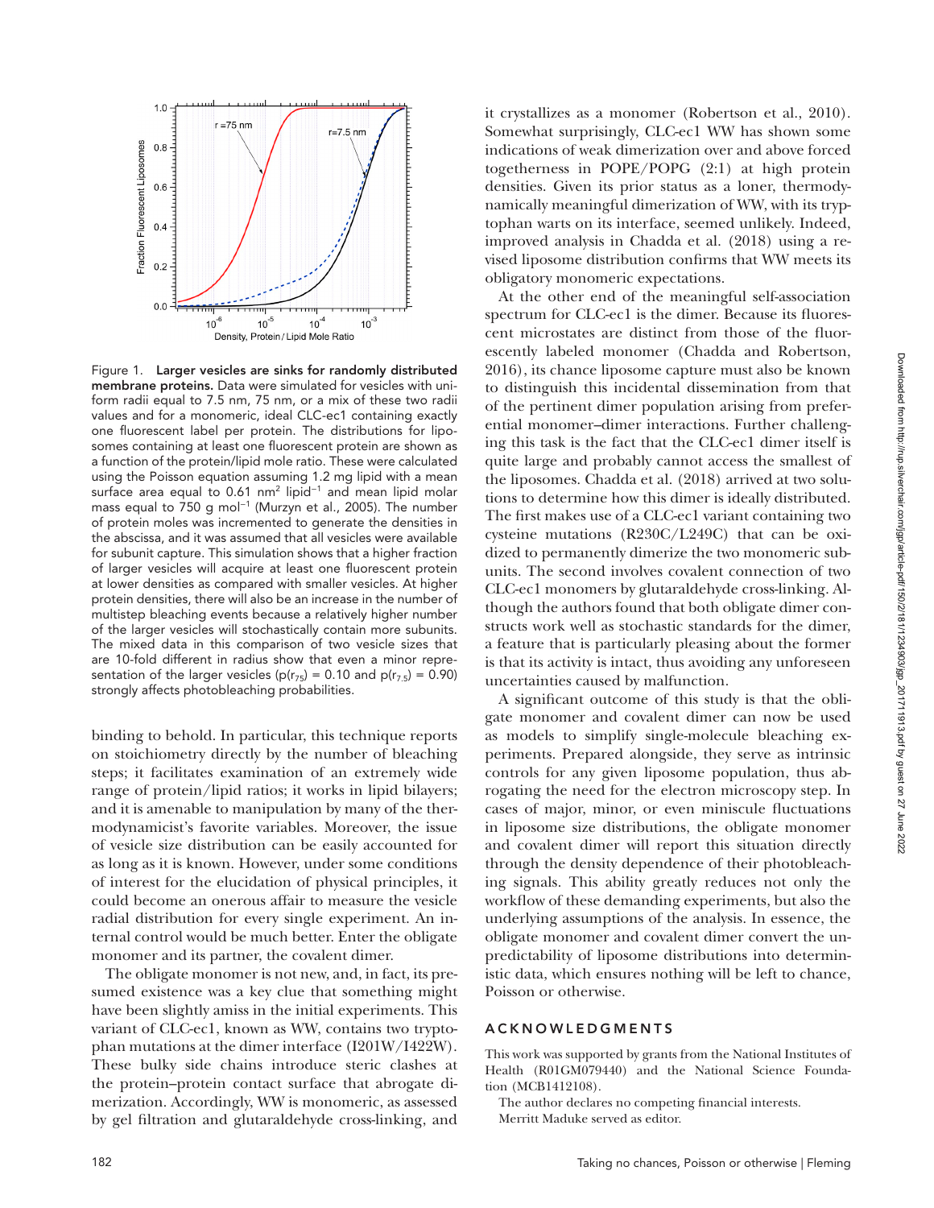Figure 1. **Larger vesicles are sinks for randomly distributed membrane proteins.** Data were simulated for vesicles with uniform radii equal to 7.5 nm, 75 nm, or a mix of these two radii values and for a monomeric, ideal CLC-ec1 containing exactly one fluorescent label per protein. The distributions for liposomes containing at least one fluorescent protein are shown as a function of the protein/lipid mole ratio. These were calculated using the Poisson equation assuming 1.2 mg lipid with a mean surface area equal to 0.61 nm$^2$ lipid$^{-1}$ and mean lipid molar mass equal to 750 g mol$^{-1}$ (Murzyn et al., 2005). The number of protein moles was incremented to generate the densities in the abscissa, and it was assumed that all vesicles were available for subunit capture. This simulation shows that a higher fraction of larger vesicles will acquire at least one fluorescent protein at lower densities as compared with smaller vesicles. At higher protein densities, there will also be an increase in the number of multistep bleaching events because a relatively higher number of the larger vesicles will stochastically contain more subunits. The mixed data in this comparison of two vesicle sizes that are 10-fold different in radius show that even a minor representation of the larger vesicles ($p(r_{75})$ = 0.10 and $p(r_{7.5})$ = 0.90) strongly affects photobleaching probabilities.

binding to behold. In particular, this technique reports on stoichiometry directly by the number of bleaching steps; it facilitates examination of an extremely wide range of protein/lipid ratios; it works in lipid bilayers; and it is amenable to manipulation by many of the thermodynamicist's favorite variables. Moreover, the issue of vesicle size distribution can be easily accounted for as long as it is known. However, under some conditions of interest for the elucidation of physical principles, it could become an onerous affair to measure the vesicle radial distribution for every single experiment. An internal control would be much better. Enter the obligate monomer and its partner, the covalent dimer.

The obligate monomer is not new, and, in fact, its presumed existence was a key clue that something might have been slightly amiss in the initial experiments. This variant of CLC-ec1, known as WW, contains two tryptophan mutations at the dimer interface (I201W/I422W). These bulky side chains introduce steric clashes at the protein–protein contact surface that abrogate dimerization. Accordingly, WW is monomeric, as assessed by gel filtration and glutaraldehyde cross-linking, and it crystallizes as a monomer (Robertson et al., 2010). Somewhat surprisingly, CLC-ec1 WW has shown some indications of weak dimerization over and above forced togetherness in POPE/POPG (2:1) at high protein densities. Given its prior status as a loner, thermodynamically meaningful dimerization of WW, with its tryptophan warts on its interface, seemed unlikely. Indeed, improved analysis in Chadda et al. (2018) using a revised liposome distribution confirms that WW meets its obligatory monomeric expectations.

At the other end of the meaningful self-association spectrum for CLC-ec1 is the dimer. Because its fluorescent microstates are distinct from those of the fluorescently labeled monomer (Chadda and Robertson, 2016), its chance liposome capture must also be known to distinguish this incidental dissemination from that of the pertinent dimer population arising from preferential monomer–dimer interactions. Further challenging this task is the fact that the CLC-ec1 dimer itself is quite large and probably cannot access the smallest of the liposomes. Chadda et al. (2018) arrived at two solutions to determine how this dimer is ideally distributed. The first makes use of a CLC-ec1 variant containing two cysteine mutations (R230C/L249C) that can be oxidized to permanently dimerize the two monomeric subunits. The second involves covalent connection of two CLC-ec1 monomers by glutaraldehyde cross-linking. Although the authors found that both obligate dimer constructs work well as stochastic standards for the dimer, a feature that is particularly pleasing about the former is that its activity is intact, thus avoiding any unforeseen uncertainties caused by malfunction.

A significant outcome of this study is that the obligate monomer and covalent dimer can now be used as models to simplify single-molecule bleaching experiments. Prepared alongside, they serve as intrinsic controls for any given liposome population, thus abrogating the need for the electron microscopy step. In cases of major, minor, or even miniscule fluctuations in liposome size distributions, the obligate monomer and covalent dimer will report this situation directly through the density dependence of their photobleaching signals. This ability greatly reduces not only the workflow of these demanding experiments, but also the underlying assumptions of the analysis. In essence, the obligate monomer and covalent dimer convert the unpredictability of liposome distributions into deterministic data, which ensures nothing will be left to chance, Poisson or otherwise.

## ACKNOWLEDGMENTS

This work was supported by grants from the National Institutes of Health (R01GM079440) and the National Science Foundation (MCB1412108).

The author declares no competing financial interests.

Merritt Maduke served as editor.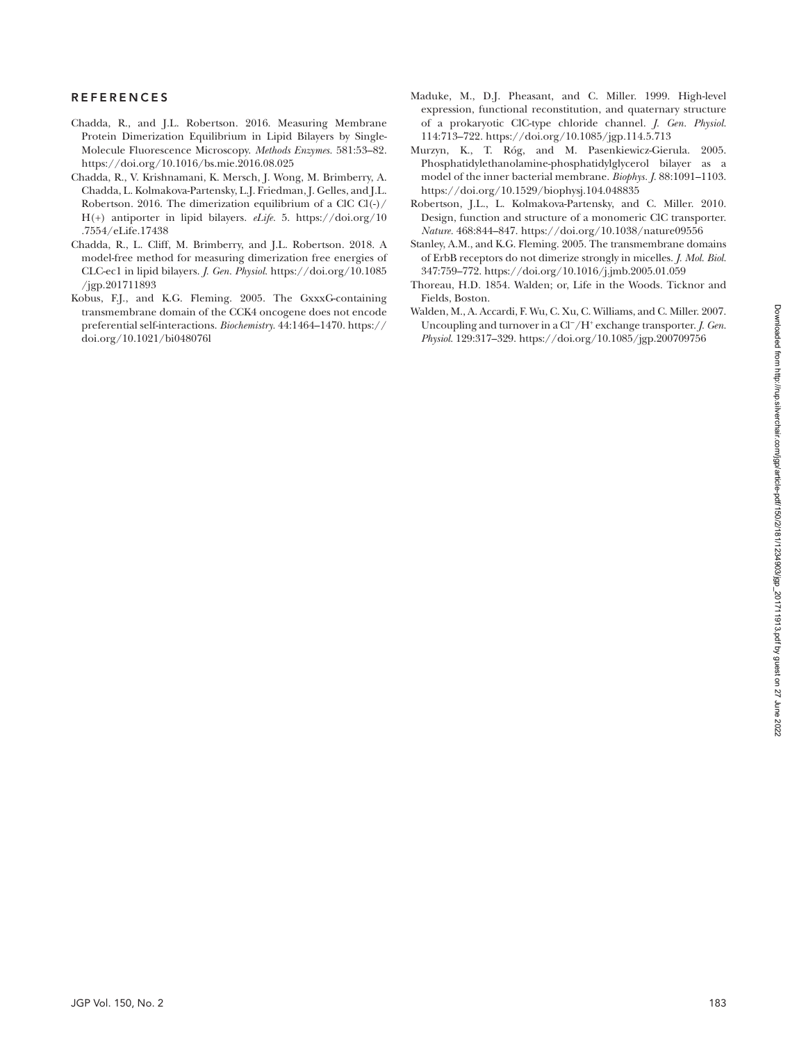## REFERENCES

Chadda, R., and J.L. Robertson. 2016. Measuring Membrane Protein Dimerization Equilibrium in Lipid Bilayers by Single-Molecule Fluorescence Microscopy. *Methods Enzymes.* 581:53–82. https://doi.org/10.1016/bs.mie.2016.08.025

Chadda, R., V. Krishnamani, K. Mersch, J. Wong, M. Brimberry, A. Chadda, L. Kolmakova-Partensky, L.J. Friedman, J. Gelles, and J.L. Robertson. 2016. The dimerization equilibrium of a ClC Cl(-)/H(+) antiporter in lipid bilayers. *eLife.* 5. https://doi.org/10.7554/eLife.17438

Chadda, R., L. Cliff, M. Brimberry, and J.L. Robertson. 2018. A model-free method for measuring dimerization free energies of CLC-ec1 in lipid bilayers. *J. Gen. Physiol.* https://doi.org/10.1085/jgp.201711893

Kobus, F.J., and K.G. Fleming. 2005. The GxxxG-containing transmembrane domain of the CCK4 oncogene does not encode preferential self-interactions. *Biochemistry.* 44:1464–1470. https://doi.org/10.1021/bi048076l

Maduke, M., D.J. Pheasant, and C. Miller. 1999. High-level expression, functional reconstitution, and quaternary structure of a prokaryotic ClC-type chloride channel. *J. Gen. Physiol.* 114:713–722. https://doi.org/10.1085/jgp.114.5.713

Murzyn, K., T. Róg, and M. Pasenkiewicz-Gierula. 2005. Phosphatidylethanolamine-phosphatidylglycerol bilayer as a model of the inner bacterial membrane. *Biophys. J.* 88:1091–1103. https://doi.org/10.1529/biophysj.104.048835

Robertson, J.L., L. Kolmakova-Partensky, and C. Miller. 2010. Design, function and structure of a monomeric ClC transporter. *Nature.* 468:844–847. https://doi.org/10.1038/nature09556

Stanley, A.M., and K.G. Fleming. 2005. The transmembrane domains of ErbB receptors do not dimerize strongly in micelles. *J. Mol. Biol.* 347:759–772. https://doi.org/10.1016/j.jmb.2005.01.059

Thoreau, H.D. 1854. Walden; or, Life in the Woods. Ticknor and Fields, Boston.

Walden, M., A. Accardi, F. Wu, C. Xu, C. Williams, and C. Miller. 2007. Uncoupling and turnover in a $Cl^-/H^+$ exchange transporter. *J. Gen. Physiol.* 129:317–329. https://doi.org/10.1085/jgp.200709756